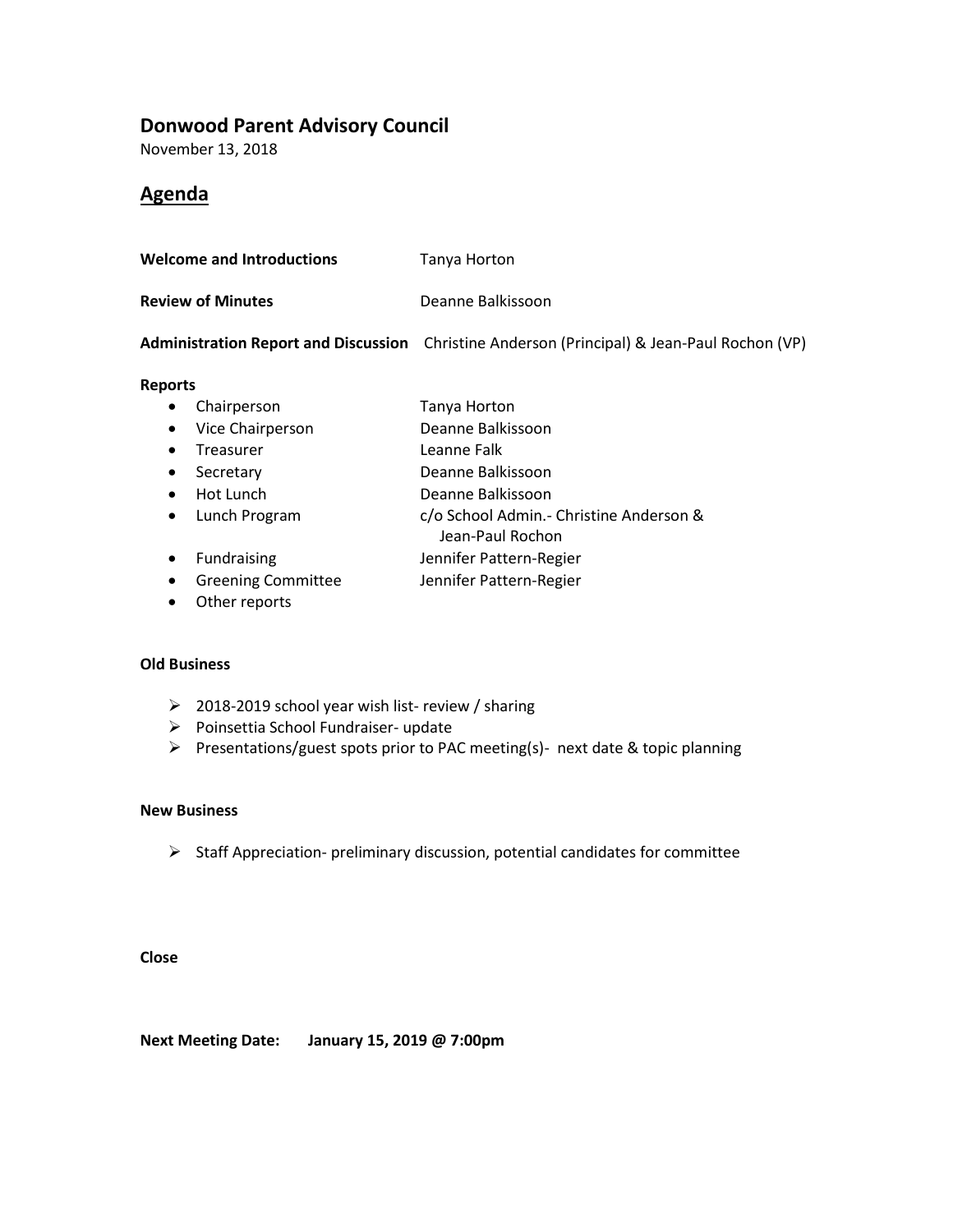# Donwood Parent Advisory Council

November 13, 2018

## Agenda

**Welcome and Introductions** Tanya Horton

**Review of Minutes** Deanne Balkissoon

**Administration Report and Discussion** Christine Anderson (Principal) & Jean-Paul Rochon (VP)

**Reports**

- Chairperson — Tanya Horton
- Vice Chairperson — Deanne Balkissoon
- Treasurer — Leanne Falk
- Secretary — Deanne Balkissoon
- Hot Lunch — Deanne Balkissoon
- Lunch Program — c/o School Admin.- Christine Anderson & Jean-Paul Rochon
- Fundraising — Jennifer Pattern-Regier
- Greening Committee — Jennifer Pattern-Regier
- Other reports

**Old Business**

- 2018-2019 school year wish list- review / sharing
- Poinsettia School Fundraiser- update
- Presentations/guest spots prior to PAC meeting(s)- next date & topic planning

**New Business**

- Staff Appreciation- preliminary discussion, potential candidates for committee

**Close**

**Next Meeting Date: January 15, 2019 @ 7:00pm**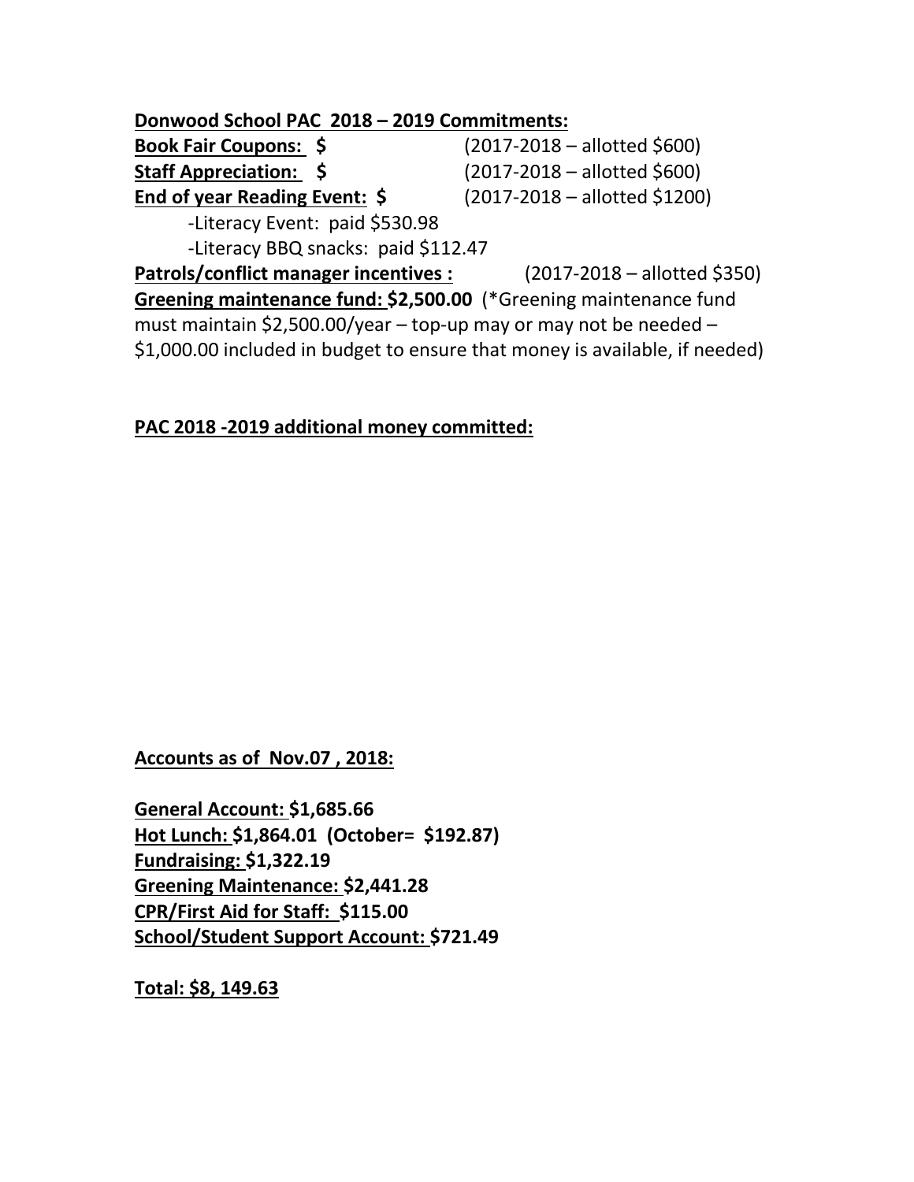**Donwood School PAC 2018 – 2019 Commitments:**

**Book Fair Coupons: $** (2017-2018 – allotted $600)

**Staff Appreciation: $** (2017-2018 – allotted $600)

**End of year Reading Event: $** (2017-2018 – allotted $1200)

- -Literacy Event: paid $530.98
- -Literacy BBQ snacks: paid $112.47

**Patrols/conflict manager incentives :** (2017-2018 – allotted $350)

**Greening maintenance fund: $2,500.00** (*Greening maintenance fund must maintain $2,500.00/year – top-up may or may not be needed – $1,000.00 included in budget to ensure that money is available, if needed)

**PAC 2018 -2019 additional money committed:**

**Accounts as of Nov.07 , 2018:**

**General Account: $1,685.66**
**Hot Lunch: $1,864.01 (October= $192.87)**
**Fundraising: $1,322.19**
**Greening Maintenance: $2,441.28**
**CPR/First Aid for Staff: $115.00**
**School/Student Support Account: $721.49**

**Total: $8, 149.63**